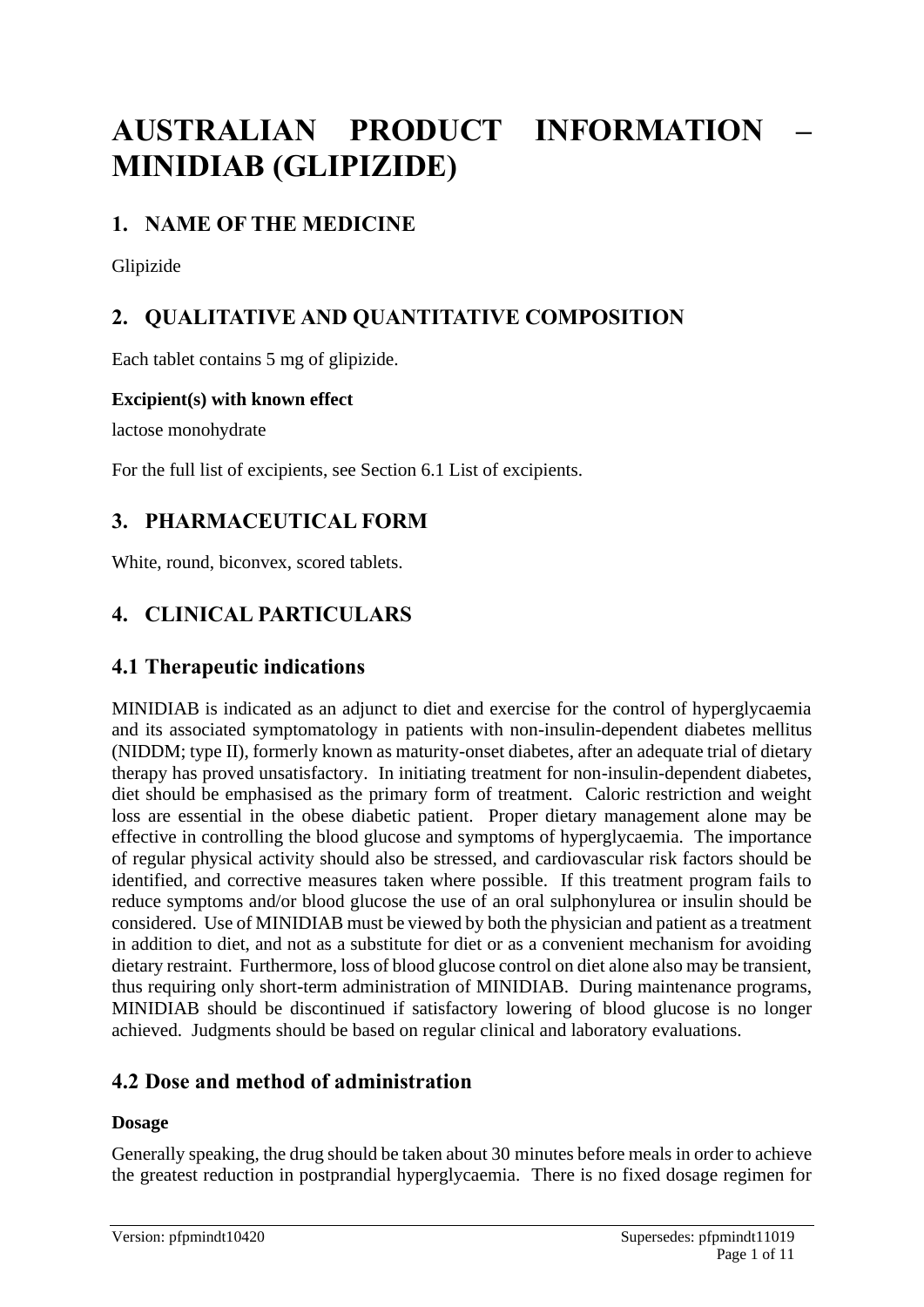# AUSTRALIAN PRODUCT INFORMATION – MINIDIAB (GLIPIZIDE)

## 1. NAME OF THE MEDICINE

Glipizide

## 2. QUALITATIVE AND QUANTITATIVE COMPOSITION

Each tablet contains 5 mg of glipizide.

**Excipient(s) with known effect**

lactose monohydrate

For the full list of excipients, see Section 6.1 List of excipients.

## 3. PHARMACEUTICAL FORM

White, round, biconvex, scored tablets.

## 4. CLINICAL PARTICULARS

## 4.1 Therapeutic indications

MINIDIAB is indicated as an adjunct to diet and exercise for the control of hyperglycaemia and its associated symptomatology in patients with non-insulin-dependent diabetes mellitus (NIDDM; type II), formerly known as maturity-onset diabetes, after an adequate trial of dietary therapy has proved unsatisfactory. In initiating treatment for non-insulin-dependent diabetes, diet should be emphasised as the primary form of treatment. Caloric restriction and weight loss are essential in the obese diabetic patient. Proper dietary management alone may be effective in controlling the blood glucose and symptoms of hyperglycaemia. The importance of regular physical activity should also be stressed, and cardiovascular risk factors should be identified, and corrective measures taken where possible. If this treatment program fails to reduce symptoms and/or blood glucose the use of an oral sulphonylurea or insulin should be considered. Use of MINIDIAB must be viewed by both the physician and patient as a treatment in addition to diet, and not as a substitute for diet or as a convenient mechanism for avoiding dietary restraint. Furthermore, loss of blood glucose control on diet alone also may be transient, thus requiring only short-term administration of MINIDIAB. During maintenance programs, MINIDIAB should be discontinued if satisfactory lowering of blood glucose is no longer achieved. Judgments should be based on regular clinical and laboratory evaluations.

## 4.2 Dose and method of administration

**Dosage**

Generally speaking, the drug should be taken about 30 minutes before meals in order to achieve the greatest reduction in postprandial hyperglycaemia. There is no fixed dosage regimen for

Version: pfpmindt10420 Supersedes: pfpmindt11019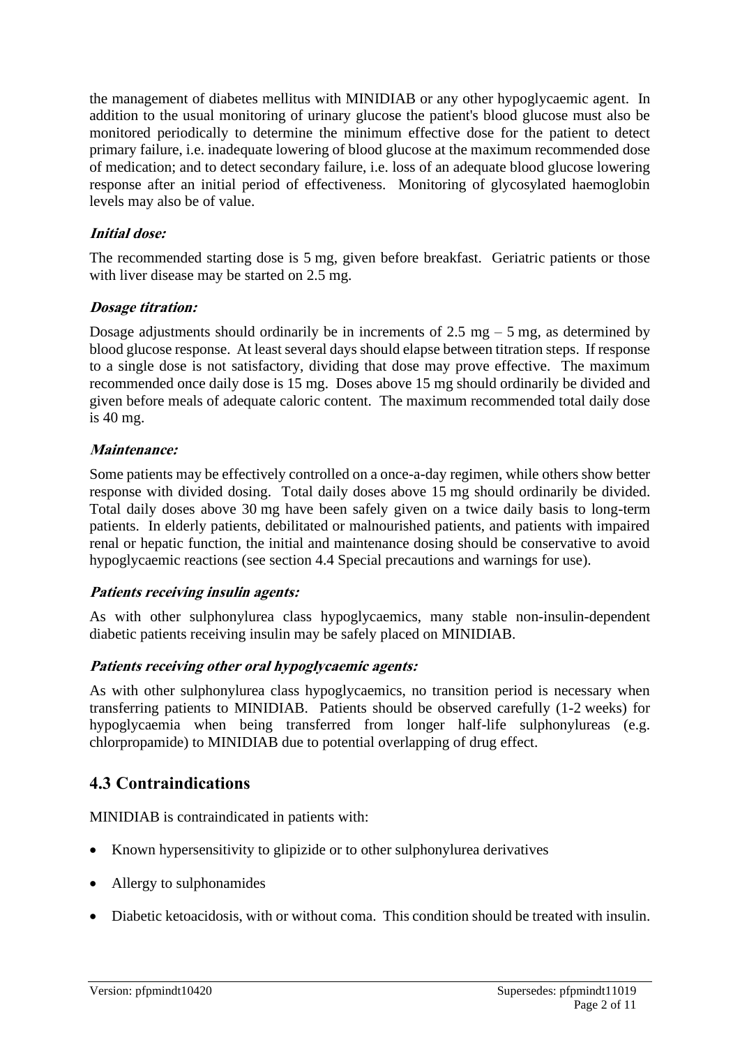the management of diabetes mellitus with MINIDIAB or any other hypoglycaemic agent. In addition to the usual monitoring of urinary glucose the patient's blood glucose must also be monitored periodically to determine the minimum effective dose for the patient to detect primary failure, i.e. inadequate lowering of blood glucose at the maximum recommended dose of medication; and to detect secondary failure, i.e. loss of an adequate blood glucose lowering response after an initial period of effectiveness. Monitoring of glycosylated haemoglobin levels may also be of value.

***Initial dose:***

The recommended starting dose is 5 mg, given before breakfast. Geriatric patients or those with liver disease may be started on 2.5 mg.

***Dosage titration:***

Dosage adjustments should ordinarily be in increments of 2.5 mg – 5 mg, as determined by blood glucose response. At least several days should elapse between titration steps. If response to a single dose is not satisfactory, dividing that dose may prove effective. The maximum recommended once daily dose is 15 mg. Doses above 15 mg should ordinarily be divided and given before meals of adequate caloric content. The maximum recommended total daily dose is 40 mg.

***Maintenance:***

Some patients may be effectively controlled on a once-a-day regimen, while others show better response with divided dosing. Total daily doses above 15 mg should ordinarily be divided. Total daily doses above 30 mg have been safely given on a twice daily basis to long-term patients. In elderly patients, debilitated or malnourished patients, and patients with impaired renal or hepatic function, the initial and maintenance dosing should be conservative to avoid hypoglycaemic reactions (see section 4.4 Special precautions and warnings for use).

***Patients receiving insulin agents:***

As with other sulphonylurea class hypoglycaemics, many stable non-insulin-dependent diabetic patients receiving insulin may be safely placed on MINIDIAB.

***Patients receiving other oral hypoglycaemic agents:***

As with other sulphonylurea class hypoglycaemics, no transition period is necessary when transferring patients to MINIDIAB. Patients should be observed carefully (1-2 weeks) for hypoglycaemia when being transferred from longer half-life sulphonylureas (e.g. chlorpropamide) to MINIDIAB due to potential overlapping of drug effect.

## 4.3 Contraindications

MINIDIAB is contraindicated in patients with:

- Known hypersensitivity to glipizide or to other sulphonylurea derivatives
- Allergy to sulphonamides
- Diabetic ketoacidosis, with or without coma. This condition should be treated with insulin.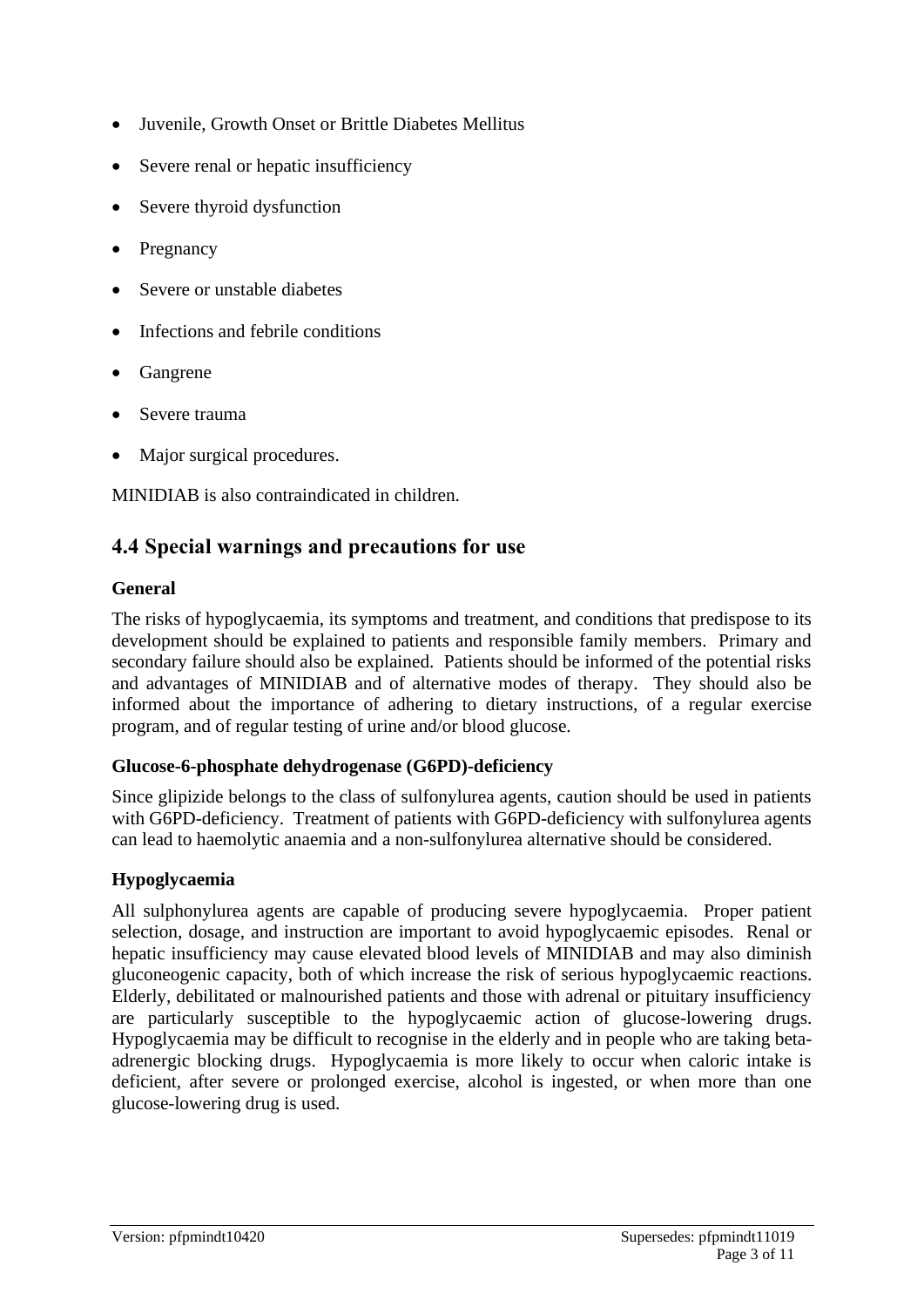- Juvenile, Growth Onset or Brittle Diabetes Mellitus
- Severe renal or hepatic insufficiency
- Severe thyroid dysfunction
- Pregnancy
- Severe or unstable diabetes
- Infections and febrile conditions
- Gangrene
- Severe trauma
- Major surgical procedures.

MINIDIAB is also contraindicated in children.

## 4.4 Special warnings and precautions for use

### General

The risks of hypoglycaemia, its symptoms and treatment, and conditions that predispose to its development should be explained to patients and responsible family members. Primary and secondary failure should also be explained. Patients should be informed of the potential risks and advantages of MINIDIAB and of alternative modes of therapy. They should also be informed about the importance of adhering to dietary instructions, of a regular exercise program, and of regular testing of urine and/or blood glucose.

### Glucose-6-phosphate dehydrogenase (G6PD)-deficiency

Since glipizide belongs to the class of sulfonylurea agents, caution should be used in patients with G6PD-deficiency. Treatment of patients with G6PD-deficiency with sulfonylurea agents can lead to haemolytic anaemia and a non-sulfonylurea alternative should be considered.

### Hypoglycaemia

All sulphonylurea agents are capable of producing severe hypoglycaemia. Proper patient selection, dosage, and instruction are important to avoid hypoglycaemic episodes. Renal or hepatic insufficiency may cause elevated blood levels of MINIDIAB and may also diminish gluconeogenic capacity, both of which increase the risk of serious hypoglycaemic reactions. Elderly, debilitated or malnourished patients and those with adrenal or pituitary insufficiency are particularly susceptible to the hypoglycaemic action of glucose-lowering drugs. Hypoglycaemia may be difficult to recognise in the elderly and in people who are taking beta-adrenergic blocking drugs. Hypoglycaemia is more likely to occur when caloric intake is deficient, after severe or prolonged exercise, alcohol is ingested, or when more than one glucose-lowering drug is used.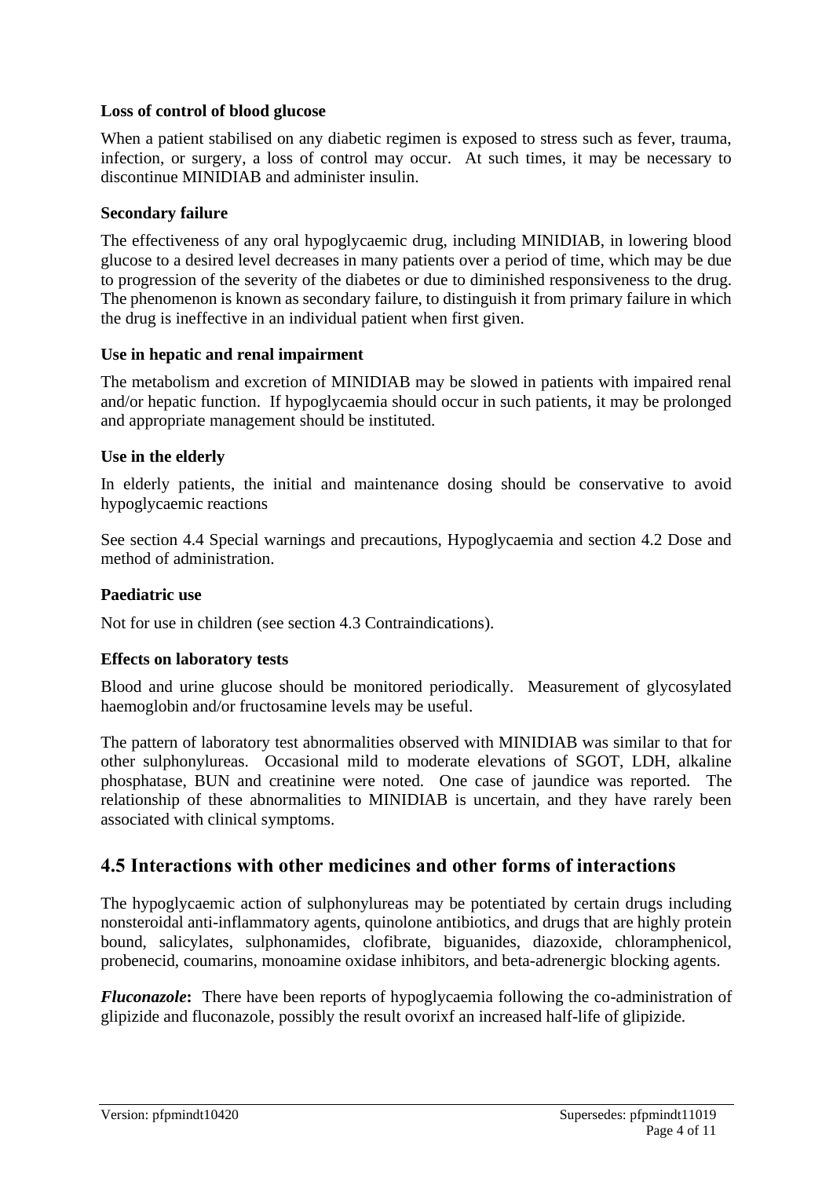**Loss of control of blood glucose**

When a patient stabilised on any diabetic regimen is exposed to stress such as fever, trauma, infection, or surgery, a loss of control may occur. At such times, it may be necessary to discontinue MINIDIAB and administer insulin.

**Secondary failure**

The effectiveness of any oral hypoglycaemic drug, including MINIDIAB, in lowering blood glucose to a desired level decreases in many patients over a period of time, which may be due to progression of the severity of the diabetes or due to diminished responsiveness to the drug. The phenomenon is known as secondary failure, to distinguish it from primary failure in which the drug is ineffective in an individual patient when first given.

**Use in hepatic and renal impairment**

The metabolism and excretion of MINIDIAB may be slowed in patients with impaired renal and/or hepatic function. If hypoglycaemia should occur in such patients, it may be prolonged and appropriate management should be instituted.

**Use in the elderly**

In elderly patients, the initial and maintenance dosing should be conservative to avoid hypoglycaemic reactions

See section 4.4 Special warnings and precautions, Hypoglycaemia and section 4.2 Dose and method of administration.

**Paediatric use**

Not for use in children (see section 4.3 Contraindications).

**Effects on laboratory tests**

Blood and urine glucose should be monitored periodically. Measurement of glycosylated haemoglobin and/or fructosamine levels may be useful.

The pattern of laboratory test abnormalities observed with MINIDIAB was similar to that for other sulphonylureas. Occasional mild to moderate elevations of SGOT, LDH, alkaline phosphatase, BUN and creatinine were noted. One case of jaundice was reported. The relationship of these abnormalities to MINIDIAB is uncertain, and they have rarely been associated with clinical symptoms.

## 4.5 Interactions with other medicines and other forms of interactions

The hypoglycaemic action of sulphonylureas may be potentiated by certain drugs including nonsteroidal anti-inflammatory agents, quinolone antibiotics, and drugs that are highly protein bound, salicylates, sulphonamides, clofibrate, biguanides, diazoxide, chloramphenicol, probenecid, coumarins, monoamine oxidase inhibitors, and beta-adrenergic blocking agents.

***Fluconazole*:** There have been reports of hypoglycaemia following the co-administration of glipizide and fluconazole, possibly the result ovorixf an increased half-life of glipizide.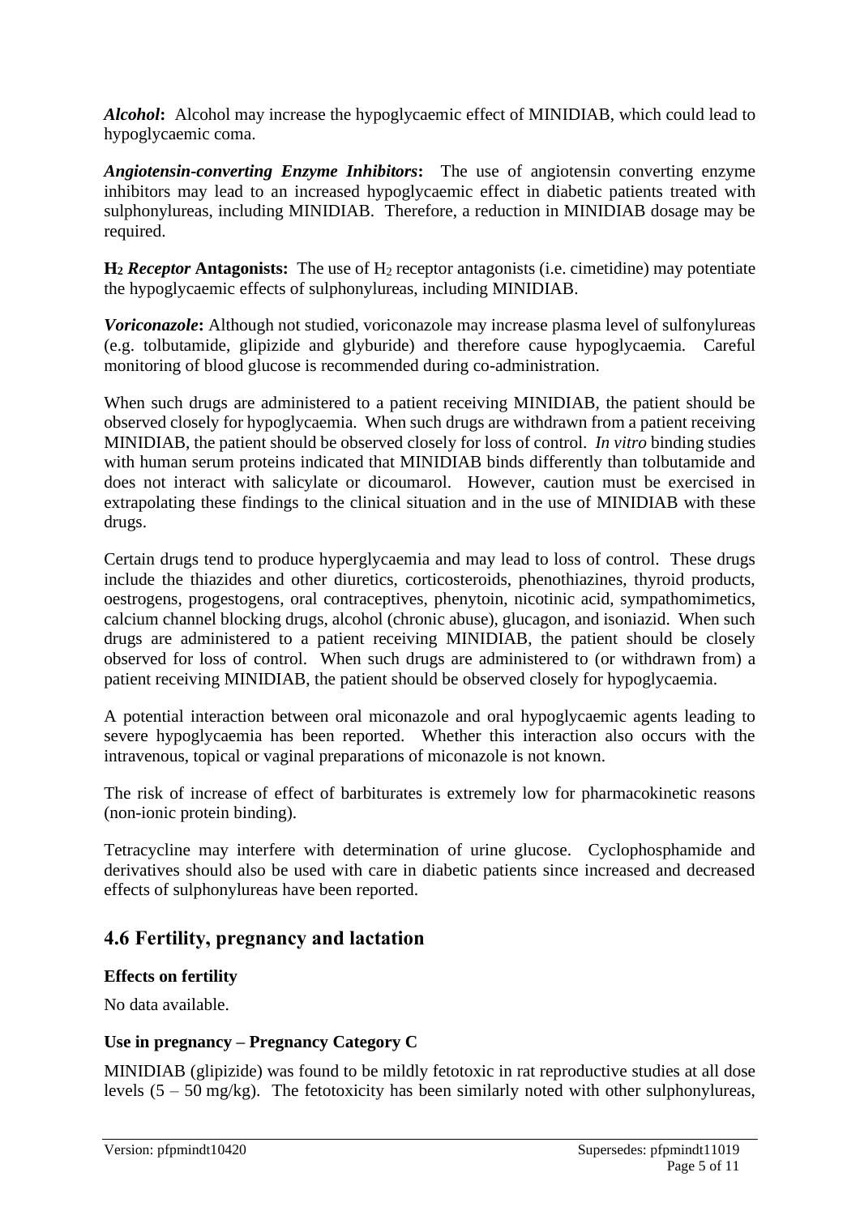***Alcohol*****:** Alcohol may increase the hypoglycaemic effect of MINIDIAB, which could lead to hypoglycaemic coma.

***Angiotensin-converting Enzyme Inhibitors*****:** The use of angiotensin converting enzyme inhibitors may lead to an increased hypoglycaemic effect in diabetic patients treated with sulphonylureas, including MINIDIAB. Therefore, a reduction in MINIDIAB dosage may be required.

**$H_2$ *Receptor* Antagonists:** The use of $H_2$ receptor antagonists (i.e. cimetidine) may potentiate the hypoglycaemic effects of sulphonylureas, including MINIDIAB.

***Voriconazole*****:** Although not studied, voriconazole may increase plasma level of sulfonylureas (e.g. tolbutamide, glipizide and glyburide) and therefore cause hypoglycaemia. Careful monitoring of blood glucose is recommended during co-administration.

When such drugs are administered to a patient receiving MINIDIAB, the patient should be observed closely for hypoglycaemia. When such drugs are withdrawn from a patient receiving MINIDIAB, the patient should be observed closely for loss of control. *In vitro* binding studies with human serum proteins indicated that MINIDIAB binds differently than tolbutamide and does not interact with salicylate or dicoumarol. However, caution must be exercised in extrapolating these findings to the clinical situation and in the use of MINIDIAB with these drugs.

Certain drugs tend to produce hyperglycaemia and may lead to loss of control. These drugs include the thiazides and other diuretics, corticosteroids, phenothiazines, thyroid products, oestrogens, progestogens, oral contraceptives, phenytoin, nicotinic acid, sympathomimetics, calcium channel blocking drugs, alcohol (chronic abuse), glucagon, and isoniazid. When such drugs are administered to a patient receiving MINIDIAB, the patient should be closely observed for loss of control. When such drugs are administered to (or withdrawn from) a patient receiving MINIDIAB, the patient should be observed closely for hypoglycaemia.

A potential interaction between oral miconazole and oral hypoglycaemic agents leading to severe hypoglycaemia has been reported. Whether this interaction also occurs with the intravenous, topical or vaginal preparations of miconazole is not known.

The risk of increase of effect of barbiturates is extremely low for pharmacokinetic reasons (non-ionic protein binding).

Tetracycline may interfere with determination of urine glucose. Cyclophosphamide and derivatives should also be used with care in diabetic patients since increased and decreased effects of sulphonylureas have been reported.

## 4.6 Fertility, pregnancy and lactation

### Effects on fertility

No data available.

### Use in pregnancy – Pregnancy Category C

MINIDIAB (glipizide) was found to be mildly fetotoxic in rat reproductive studies at all dose levels (5 – 50 mg/kg). The fetotoxicity has been similarly noted with other sulphonylureas,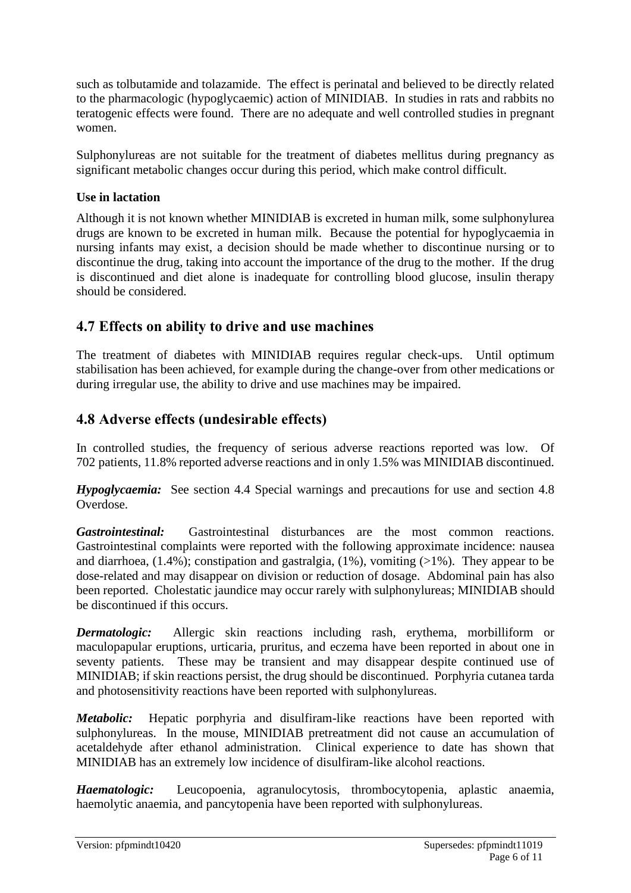such as tolbutamide and tolazamide. The effect is perinatal and believed to be directly related to the pharmacologic (hypoglycaemic) action of MINIDIAB. In studies in rats and rabbits no teratogenic effects were found. There are no adequate and well controlled studies in pregnant women.

Sulphonylureas are not suitable for the treatment of diabetes mellitus during pregnancy as significant metabolic changes occur during this period, which make control difficult.

### Use in lactation

Although it is not known whether MINIDIAB is excreted in human milk, some sulphonylurea drugs are known to be excreted in human milk. Because the potential for hypoglycaemia in nursing infants may exist, a decision should be made whether to discontinue nursing or to discontinue the drug, taking into account the importance of the drug to the mother. If the drug is discontinued and diet alone is inadequate for controlling blood glucose, insulin therapy should be considered.

## 4.7 Effects on ability to drive and use machines

The treatment of diabetes with MINIDIAB requires regular check-ups. Until optimum stabilisation has been achieved, for example during the change-over from other medications or during irregular use, the ability to drive and use machines may be impaired.

## 4.8 Adverse effects (undesirable effects)

In controlled studies, the frequency of serious adverse reactions reported was low. Of 702 patients, 11.8% reported adverse reactions and in only 1.5% was MINIDIAB discontinued.

***Hypoglycaemia:*** See section 4.4 Special warnings and precautions for use and section 4.8 Overdose.

***Gastrointestinal:*** Gastrointestinal disturbances are the most common reactions. Gastrointestinal complaints were reported with the following approximate incidence: nausea and diarrhoea, (1.4%); constipation and gastralgia, (1%), vomiting (>1%). They appear to be dose-related and may disappear on division or reduction of dosage. Abdominal pain has also been reported. Cholestatic jaundice may occur rarely with sulphonylureas; MINIDIAB should be discontinued if this occurs.

***Dermatologic:*** Allergic skin reactions including rash, erythema, morbilliform or maculopapular eruptions, urticaria, pruritus, and eczema have been reported in about one in seventy patients. These may be transient and may disappear despite continued use of MINIDIAB; if skin reactions persist, the drug should be discontinued. Porphyria cutanea tarda and photosensitivity reactions have been reported with sulphonylureas.

***Metabolic:*** Hepatic porphyria and disulfiram-like reactions have been reported with sulphonylureas. In the mouse, MINIDIAB pretreatment did not cause an accumulation of acetaldehyde after ethanol administration. Clinical experience to date has shown that MINIDIAB has an extremely low incidence of disulfiram-like alcohol reactions.

***Haematologic:*** Leucopoenia, agranulocytosis, thrombocytopenia, aplastic anaemia, haemolytic anaemia, and pancytopenia have been reported with sulphonylureas.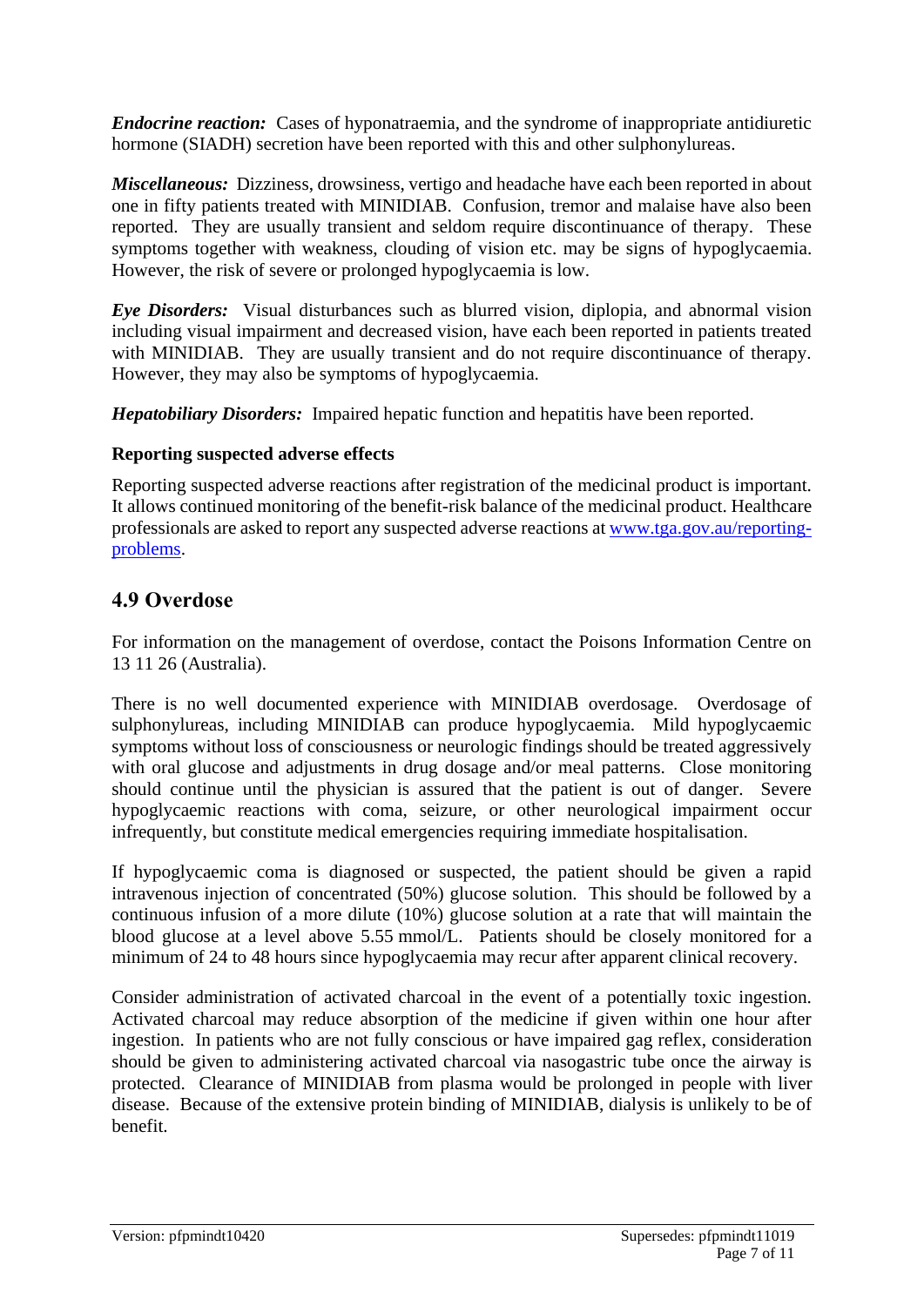***Endocrine reaction:*** Cases of hyponatraemia, and the syndrome of inappropriate antidiuretic hormone (SIADH) secretion have been reported with this and other sulphonylureas.

***Miscellaneous:*** Dizziness, drowsiness, vertigo and headache have each been reported in about one in fifty patients treated with MINIDIAB. Confusion, tremor and malaise have also been reported. They are usually transient and seldom require discontinuance of therapy. These symptoms together with weakness, clouding of vision etc. may be signs of hypoglycaemia. However, the risk of severe or prolonged hypoglycaemia is low.

***Eye Disorders:*** Visual disturbances such as blurred vision, diplopia, and abnormal vision including visual impairment and decreased vision, have each been reported in patients treated with MINIDIAB. They are usually transient and do not require discontinuance of therapy. However, they may also be symptoms of hypoglycaemia.

***Hepatobiliary Disorders:*** Impaired hepatic function and hepatitis have been reported.

**Reporting suspected adverse effects**

Reporting suspected adverse reactions after registration of the medicinal product is important. It allows continued monitoring of the benefit-risk balance of the medicinal product. Healthcare professionals are asked to report any suspected adverse reactions at [www.tga.gov.au/reporting-problems](www.tga.gov.au/reporting-problems).

## 4.9 Overdose

For information on the management of overdose, contact the Poisons Information Centre on 13 11 26 (Australia).

There is no well documented experience with MINIDIAB overdosage. Overdosage of sulphonylureas, including MINIDIAB can produce hypoglycaemia. Mild hypoglycaemic symptoms without loss of consciousness or neurologic findings should be treated aggressively with oral glucose and adjustments in drug dosage and/or meal patterns. Close monitoring should continue until the physician is assured that the patient is out of danger. Severe hypoglycaemic reactions with coma, seizure, or other neurological impairment occur infrequently, but constitute medical emergencies requiring immediate hospitalisation.

If hypoglycaemic coma is diagnosed or suspected, the patient should be given a rapid intravenous injection of concentrated (50%) glucose solution. This should be followed by a continuous infusion of a more dilute (10%) glucose solution at a rate that will maintain the blood glucose at a level above 5.55 mmol/L. Patients should be closely monitored for a minimum of 24 to 48 hours since hypoglycaemia may recur after apparent clinical recovery.

Consider administration of activated charcoal in the event of a potentially toxic ingestion. Activated charcoal may reduce absorption of the medicine if given within one hour after ingestion. In patients who are not fully conscious or have impaired gag reflex, consideration should be given to administering activated charcoal via nasogastric tube once the airway is protected. Clearance of MINIDIAB from plasma would be prolonged in people with liver disease. Because of the extensive protein binding of MINIDIAB, dialysis is unlikely to be of benefit.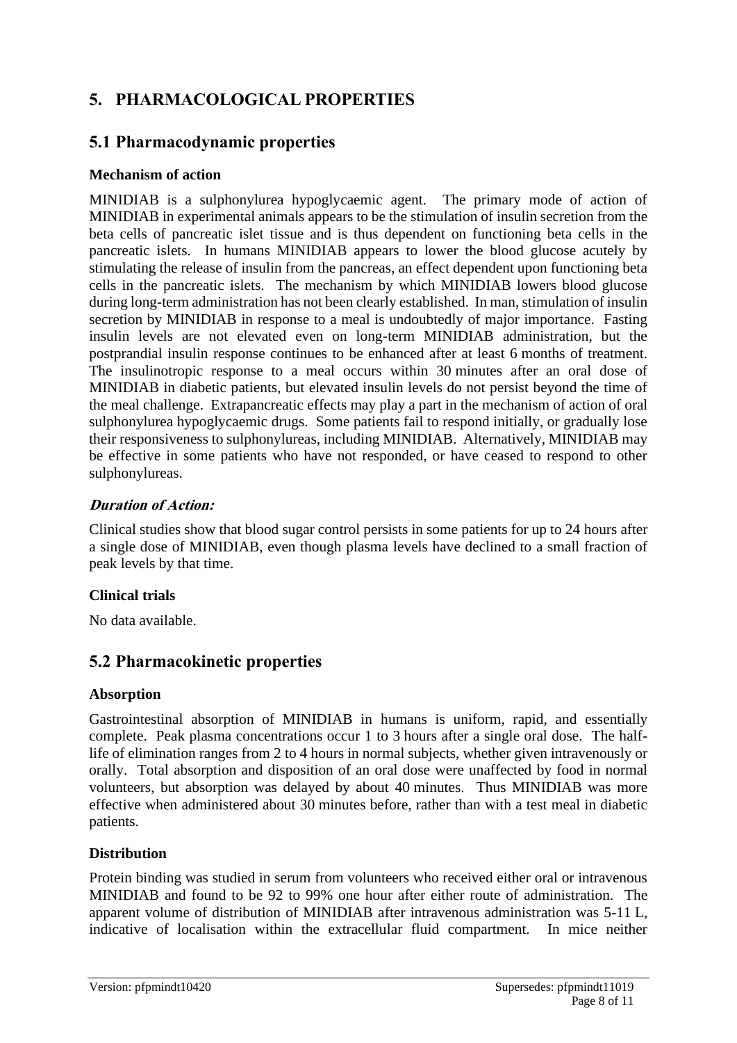# 5. PHARMACOLOGICAL PROPERTIES

## 5.1 Pharmacodynamic properties

### Mechanism of action

MINIDIAB is a sulphonylurea hypoglycaemic agent. The primary mode of action of MINIDIAB in experimental animals appears to be the stimulation of insulin secretion from the beta cells of pancreatic islet tissue and is thus dependent on functioning beta cells in the pancreatic islets. In humans MINIDIAB appears to lower the blood glucose acutely by stimulating the release of insulin from the pancreas, an effect dependent upon functioning beta cells in the pancreatic islets. The mechanism by which MINIDIAB lowers blood glucose during long-term administration has not been clearly established. In man, stimulation of insulin secretion by MINIDIAB in response to a meal is undoubtedly of major importance. Fasting insulin levels are not elevated even on long-term MINIDIAB administration, but the postprandial insulin response continues to be enhanced after at least 6 months of treatment. The insulinotropic response to a meal occurs within 30 minutes after an oral dose of MINIDIAB in diabetic patients, but elevated insulin levels do not persist beyond the time of the meal challenge. Extrapancreatic effects may play a part in the mechanism of action of oral sulphonylurea hypoglycaemic drugs. Some patients fail to respond initially, or gradually lose their responsiveness to sulphonylureas, including MINIDIAB. Alternatively, MINIDIAB may be effective in some patients who have not responded, or have ceased to respond to other sulphonylureas.

***Duration of Action:***

Clinical studies show that blood sugar control persists in some patients for up to 24 hours after a single dose of MINIDIAB, even though plasma levels have declined to a small fraction of peak levels by that time.

### Clinical trials

No data available.

## 5.2 Pharmacokinetic properties

### Absorption

Gastrointestinal absorption of MINIDIAB in humans is uniform, rapid, and essentially complete. Peak plasma concentrations occur 1 to 3 hours after a single oral dose. The half-life of elimination ranges from 2 to 4 hours in normal subjects, whether given intravenously or orally. Total absorption and disposition of an oral dose were unaffected by food in normal volunteers, but absorption was delayed by about 40 minutes. Thus MINIDIAB was more effective when administered about 30 minutes before, rather than with a test meal in diabetic patients.

### Distribution

Protein binding was studied in serum from volunteers who received either oral or intravenous MINIDIAB and found to be 92 to 99% one hour after either route of administration. The apparent volume of distribution of MINIDIAB after intravenous administration was 5-11 L, indicative of localisation within the extracellular fluid compartment. In mice neither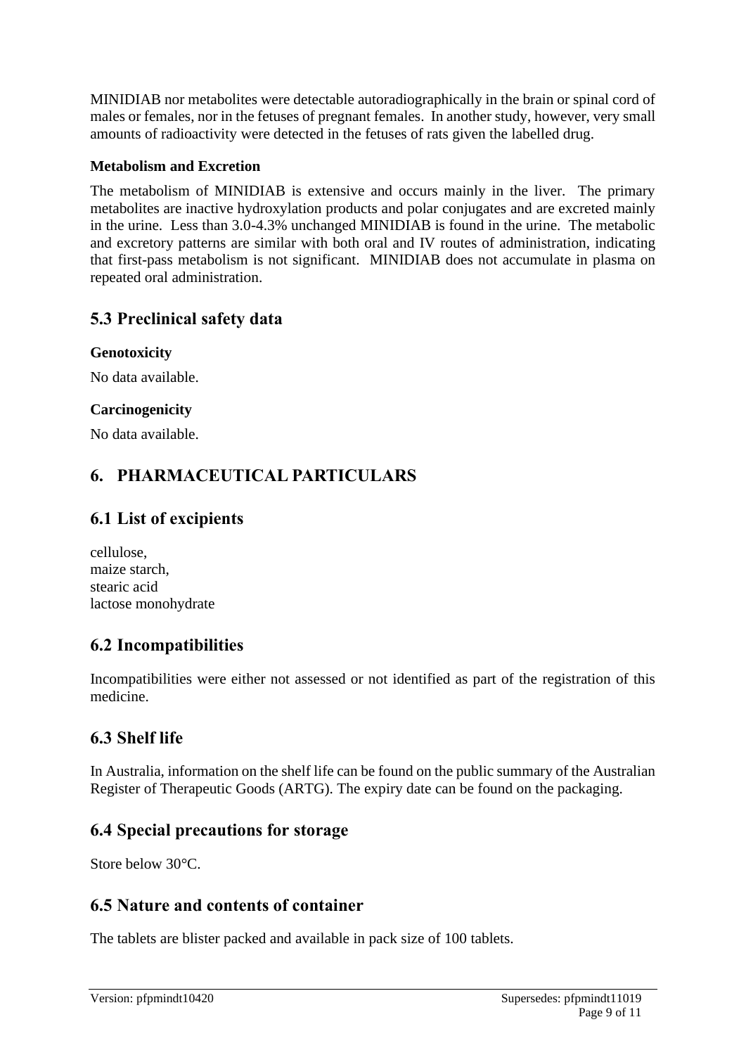MINIDIAB nor metabolites were detectable autoradiographically in the brain or spinal cord of males or females, nor in the fetuses of pregnant females. In another study, however, very small amounts of radioactivity were detected in the fetuses of rats given the labelled drug.

**Metabolism and Excretion**

The metabolism of MINIDIAB is extensive and occurs mainly in the liver. The primary metabolites are inactive hydroxylation products and polar conjugates and are excreted mainly in the urine. Less than 3.0-4.3% unchanged MINIDIAB is found in the urine. The metabolic and excretory patterns are similar with both oral and IV routes of administration, indicating that first-pass metabolism is not significant. MINIDIAB does not accumulate in plasma on repeated oral administration.

## 5.3 Preclinical safety data

**Genotoxicity**

No data available.

**Carcinogenicity**

No data available.

# 6. PHARMACEUTICAL PARTICULARS

## 6.1 List of excipients

cellulose,
maize starch,
stearic acid
lactose monohydrate

## 6.2 Incompatibilities

Incompatibilities were either not assessed or not identified as part of the registration of this medicine.

## 6.3 Shelf life

In Australia, information on the shelf life can be found on the public summary of the Australian Register of Therapeutic Goods (ARTG). The expiry date can be found on the packaging.

## 6.4 Special precautions for storage

Store below 30°C.

## 6.5 Nature and contents of container

The tablets are blister packed and available in pack size of 100 tablets.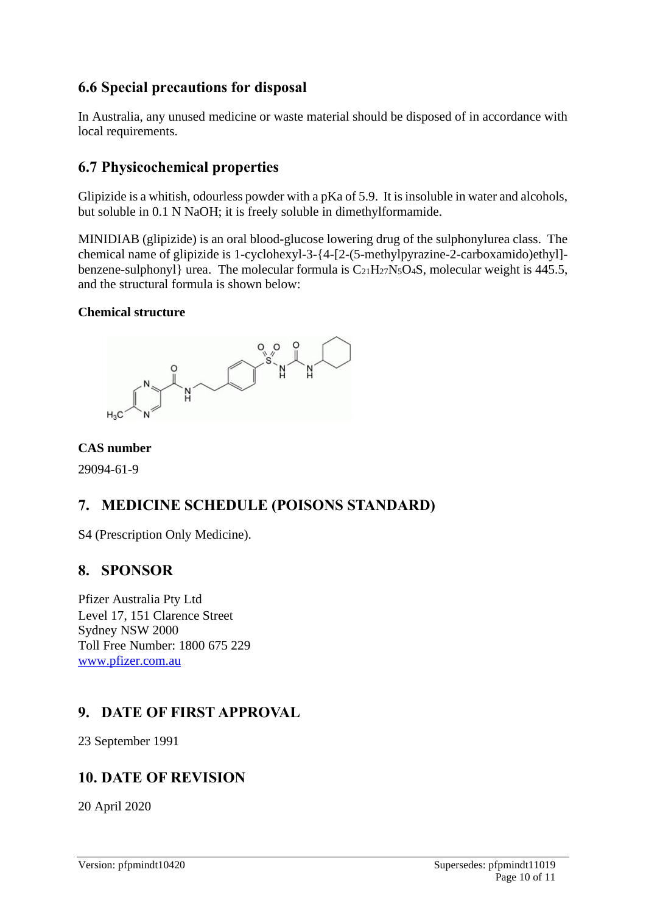## 6.6 Special precautions for disposal

In Australia, any unused medicine or waste material should be disposed of in accordance with local requirements.

## 6.7 Physicochemical properties

Glipizide is a whitish, odourless powder with a pKa of 5.9. It is insoluble in water and alcohols, but soluble in 0.1 N NaOH; it is freely soluble in dimethylformamide.

MINIDIAB (glipizide) is an oral blood-glucose lowering drug of the sulphonylurea class. The chemical name of glipizide is 1-cyclohexyl-3-{4-[2-(5-methylpyrazine-2-carboxamido)ethyl]-benzene-sulphonyl} urea. The molecular formula is $C_{21}H_{27}N_5O_4S$, molecular weight is 445.5, and the structural formula is shown below:

**Chemical structure**

**CAS number**

29094-61-9

# 7. MEDICINE SCHEDULE (POISONS STANDARD)

S4 (Prescription Only Medicine).

# 8. SPONSOR

Pfizer Australia Pty Ltd
Level 17, 151 Clarence Street
Sydney NSW 2000
Toll Free Number: 1800 675 229
www.pfizer.com.au

# 9. DATE OF FIRST APPROVAL

23 September 1991

# 10. DATE OF REVISION

20 April 2020

Version: pfpmindt10420 Supersedes: pfpmindt11019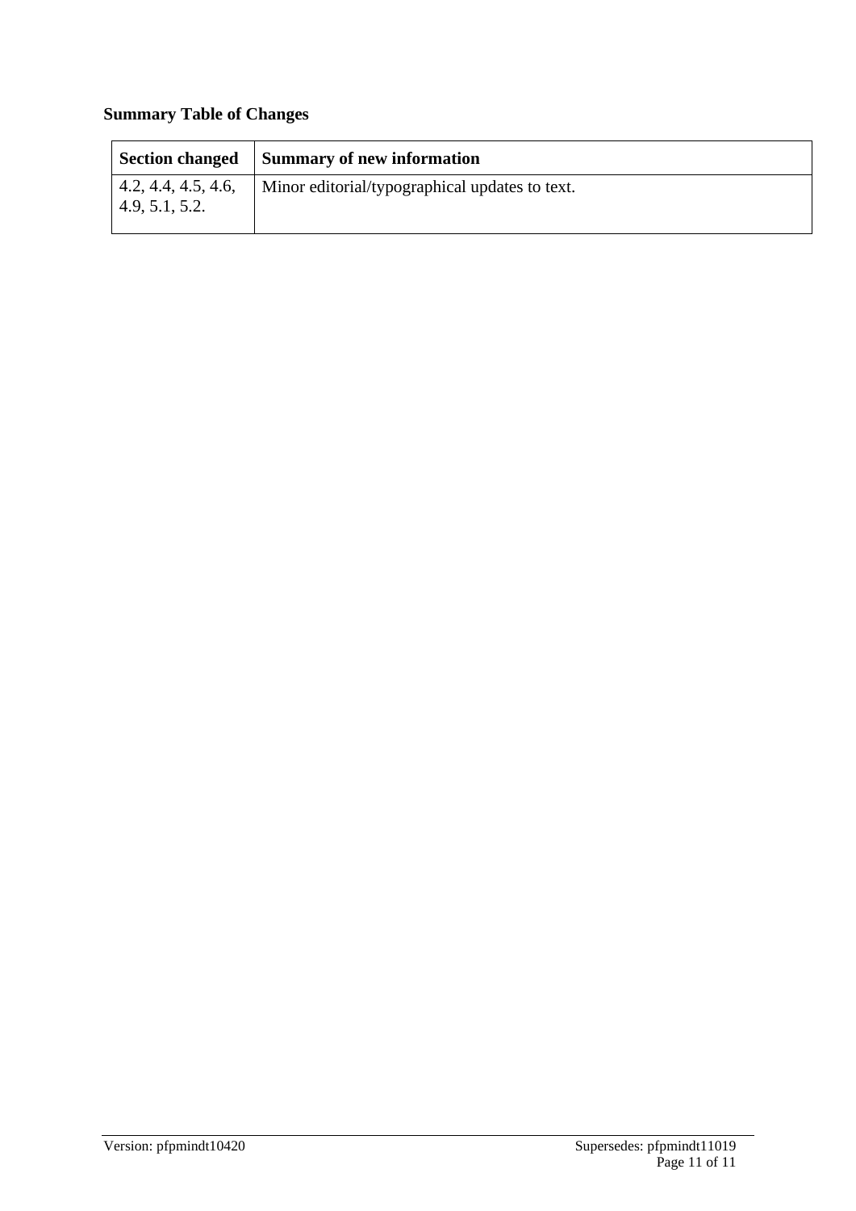**Summary Table of Changes**

| Section changed | Summary of new information |
| --- | --- |
| 4.2, 4.4, 4.5, 4.6, 4.9, 5.1, 5.2. | Minor editorial/typographical updates to text. |